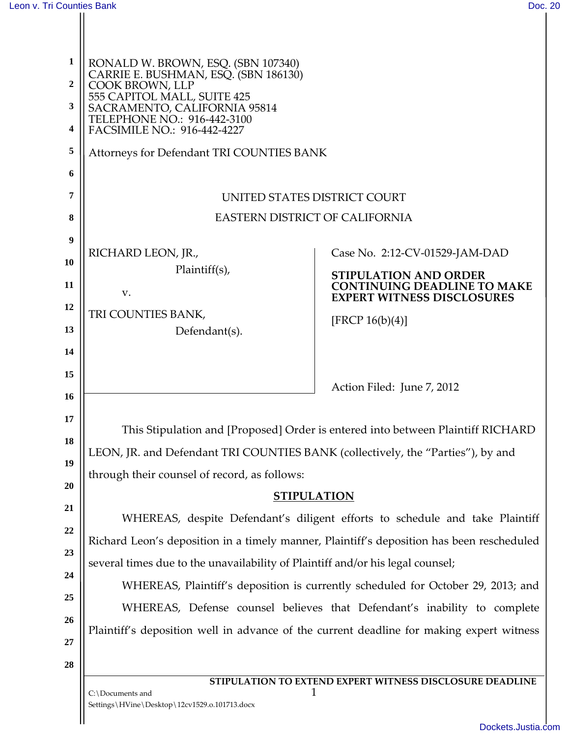RONALD W. BROWN, ESQ. (SBN 107340)
CARRIE E. BUSHMAN, ESQ. (SBN 186130)
COOK BROWN, LLP
555 CAPITOL MALL, SUITE 425
SACRAMENTO, CALIFORNIA 95814
TELEPHONE NO.: 916-442-3100
FACSIMILE NO.: 916-442-4227

Attorneys for Defendant TRI COUNTIES BANK

UNITED STATES DISTRICT COURT

EASTERN DISTRICT OF CALIFORNIA

RICHARD LEON, JR.,
Plaintiff(s),

v.

TRI COUNTIES BANK,
Defendant(s).

Case No. 2:12-CV-01529-JAM-DAD

**STIPULATION AND ORDER CONTINUING DEADLINE TO MAKE EXPERT WITNESS DISCLOSURES**

[FRCP 16(b)(4)]

Action Filed: June 7, 2012

This Stipulation and [Proposed] Order is entered into between Plaintiff RICHARD LEON, JR. and Defendant TRI COUNTIES BANK (collectively, the "Parties"), by and through their counsel of record, as follows:

**STIPULATION**

WHEREAS, despite Defendant's diligent efforts to schedule and take Plaintiff Richard Leon's deposition in a timely manner, Plaintiff's deposition has been rescheduled several times due to the unavailability of Plaintiff and/or his legal counsel;

WHEREAS, Plaintiff's deposition is currently scheduled for October 29, 2013; and

WHEREAS, Defense counsel believes that Defendant's inability to complete Plaintiff's deposition well in advance of the current deadline for making expert witness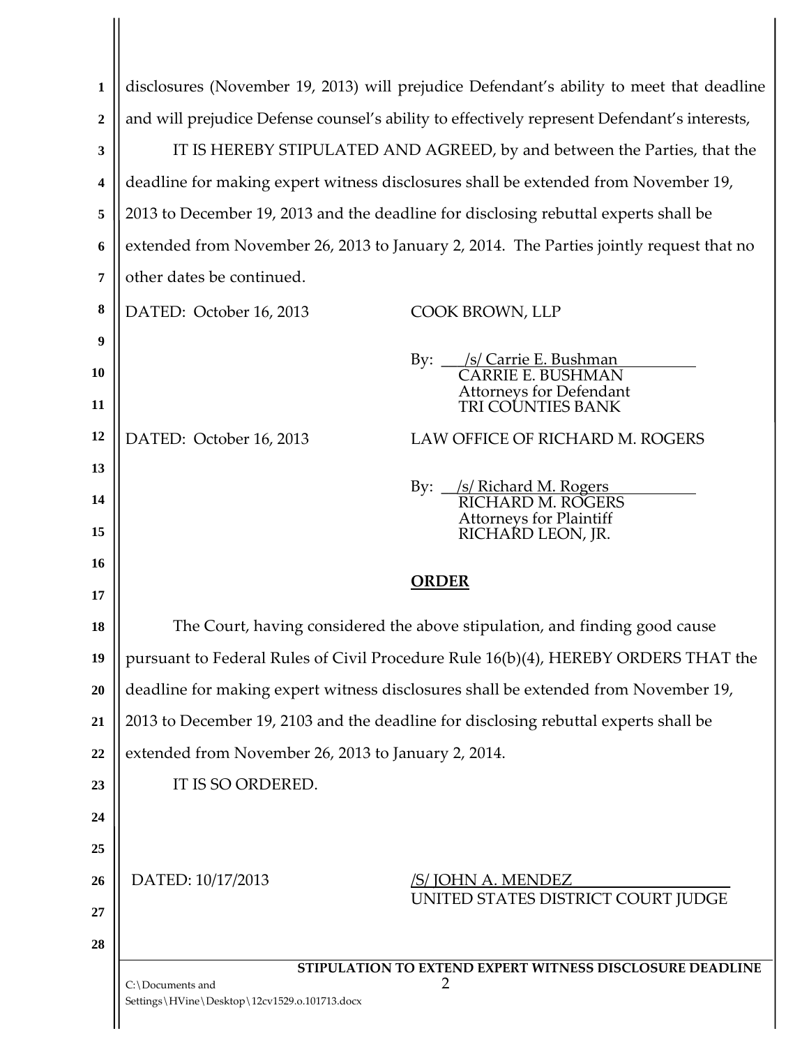disclosures (November 19, 2013) will prejudice Defendant's ability to meet that deadline and will prejudice Defense counsel's ability to effectively represent Defendant's interests,

IT IS HEREBY STIPULATED AND AGREED, by and between the Parties, that the deadline for making expert witness disclosures shall be extended from November 19, 2013 to December 19, 2013 and the deadline for disclosing rebuttal experts shall be extended from November 26, 2013 to January 2, 2014. The Parties jointly request that no other dates be continued.

DATED: October 16, 2013

COOK BROWN, LLP

By: /s/ Carrie E. Bushman
CARRIE E. BUSHMAN
Attorneys for Defendant
TRI COUNTIES BANK

DATED: October 16, 2013

LAW OFFICE OF RICHARD M. ROGERS

By: /s/ Richard M. Rogers
RICHARD M. ROGERS
Attorneys for Plaintiff
RICHARD LEON, JR.

**ORDER**

The Court, having considered the above stipulation, and finding good cause pursuant to Federal Rules of Civil Procedure Rule 16(b)(4), HEREBY ORDERS THAT the deadline for making expert witness disclosures shall be extended from November 19, 2013 to December 19, 2103 and the deadline for disclosing rebuttal experts shall be extended from November 26, 2013 to January 2, 2014.

IT IS SO ORDERED.

DATED: 10/17/2013

/S/ JOHN A. MENDEZ
UNITED STATES DISTRICT COURT JUDGE